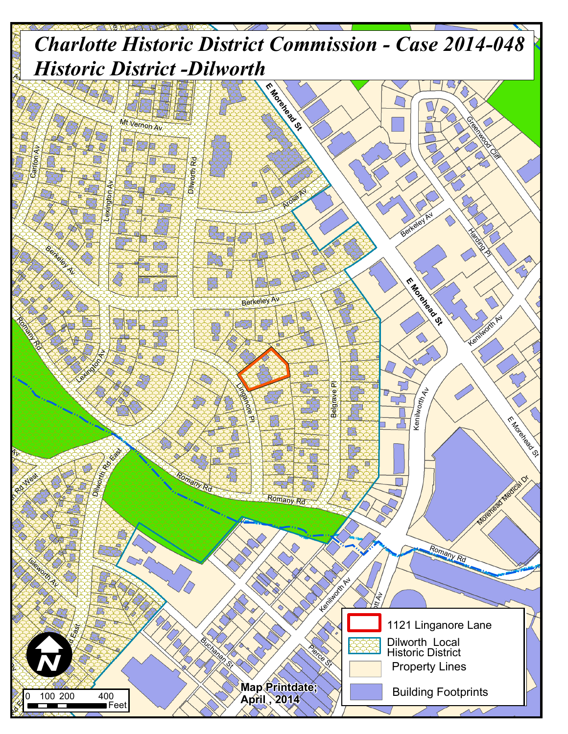# *Charlotte Historic District Commission - Case 2014-048*
# *Historic District -Dilworth*

E Morehead St

Mt Vernon Av

Carlton Av

Lexington Av

Dilworth Rd

Arosa Av

Berkeley Av

Greenwood Cliff

Harding Pl

Kenilworth Av

Romany Rd

Linganore Pl

Belgrave Pl

Dilworth Rd East

Morehead Medical Dr

Isleworth Av

Buchanan St

Pierce St

1121 Linganore Lane

Dilworth Local Historic District

Property Lines

Building Footprints

0 100 200 400 Feet

**Map Printdate; April , 2014**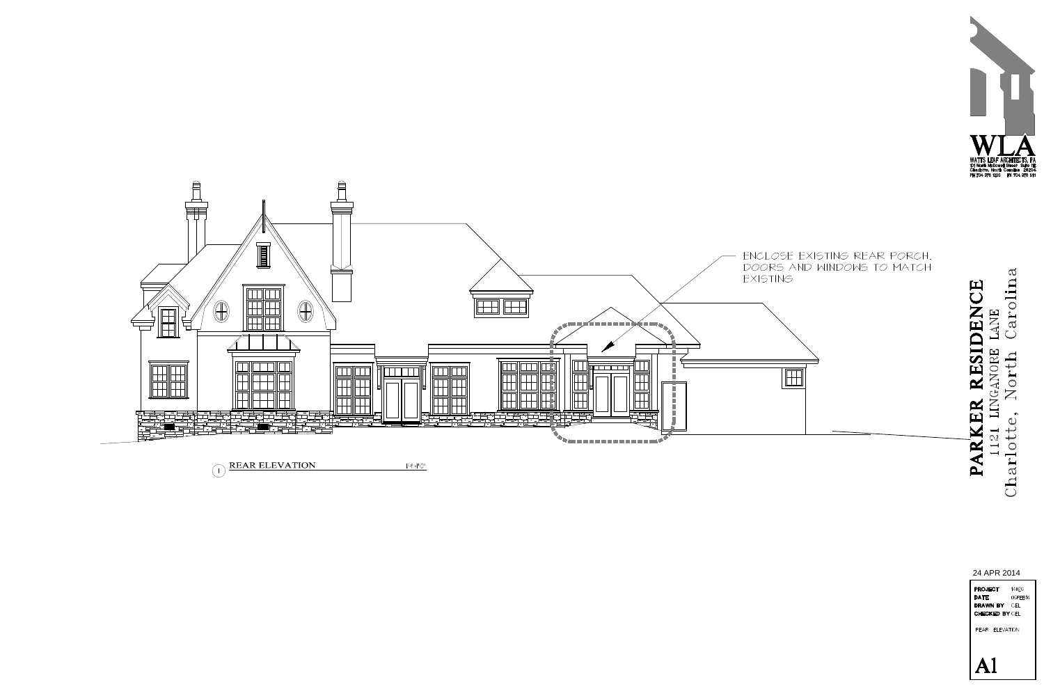ENCLOSE EXISTING REAR PORCH. DOORS AND WINDOWS TO MATCH EXISTING

1 REAR ELEVATION 1/4"=1'-0"

WLA
WATTS LEAF ARCHITECTS, PA
101 North McDowell Street Suite 102
Charlotte, North Carolina 28204
PH 704 376 1230 FX 704 376 1311

**PARKER RESIDENCE**
1121 LINGANORE LANE
Charlotte, North Carolina

24 APR 2014

| | |
|---|---|
| PROJECT | 14026 |
| DATE | 06FEB14 |
| DRAWN BY | CEL |
| CHECKED BY | CEL |

REAR ELEVATION

A1